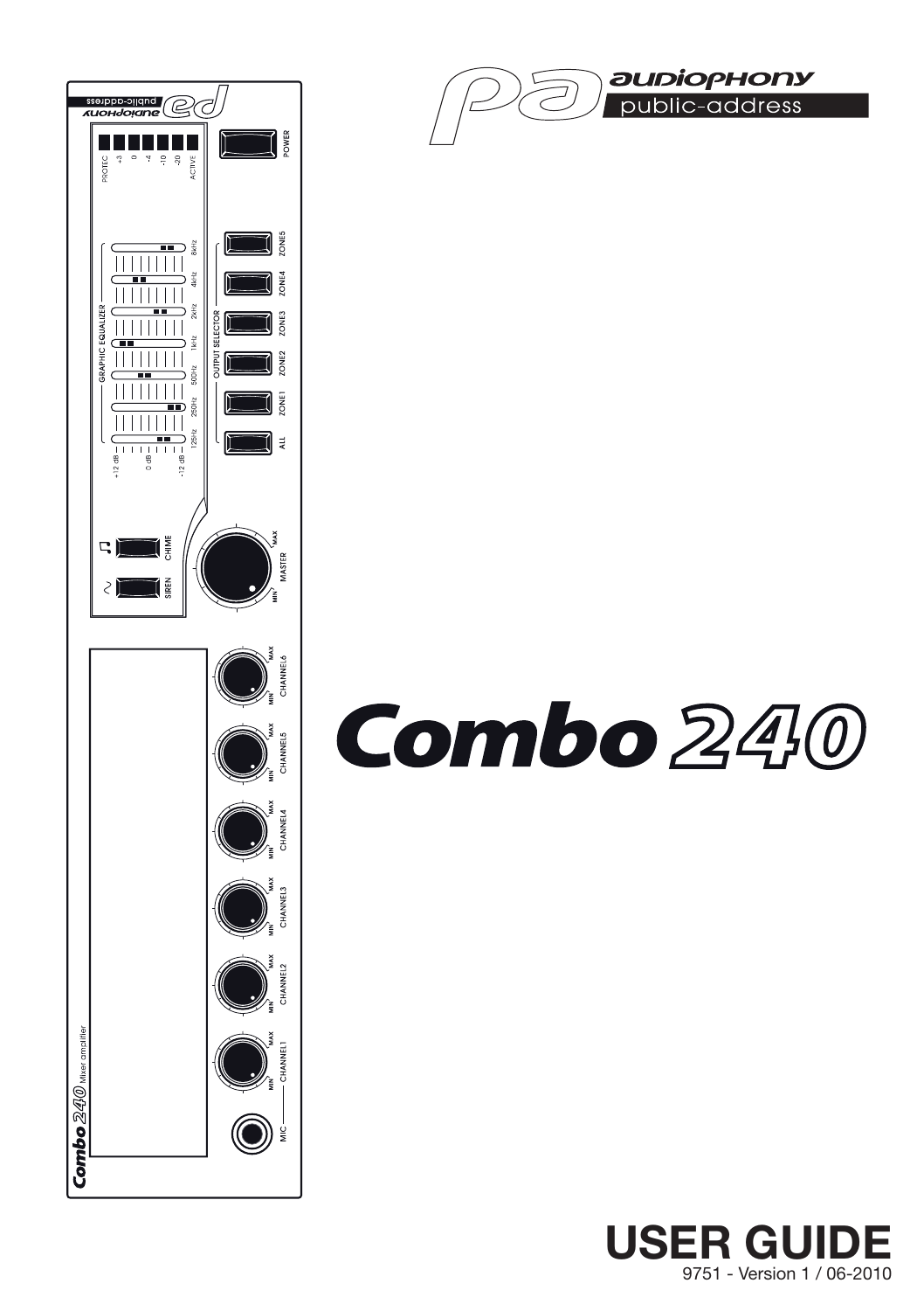audiophony

public-address

# Combo 240

# USER GUIDE

9751 - Version 1 / 06-2010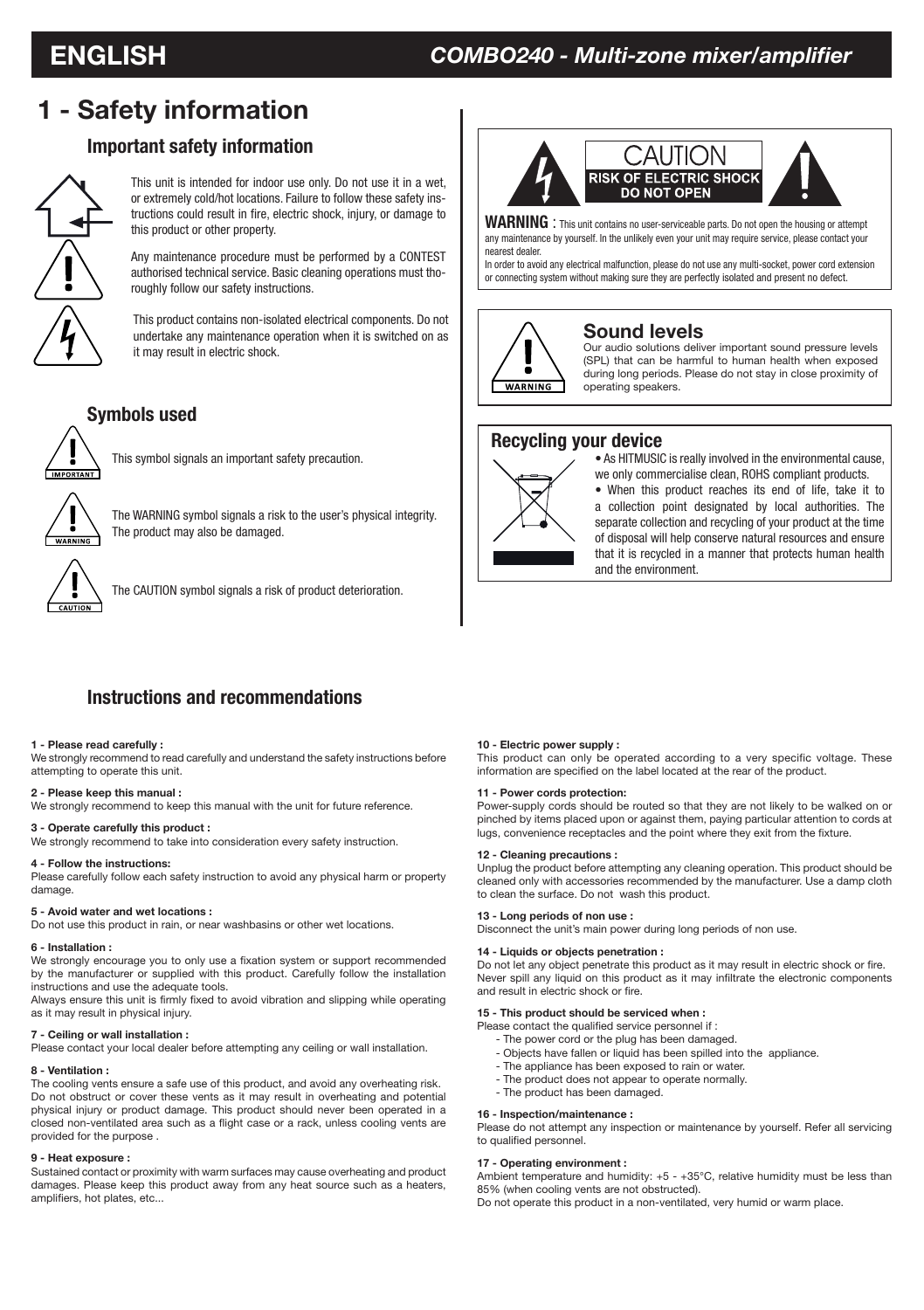# 1 - Safety information

## Important safety information

This unit is intended for indoor use only. Do not use it in a wet, or extremely cold/hot locations. Failure to follow these safety instructions could result in fire, electric shock, injury, or damage to this product or other property.

Any maintenance procedure must be performed by a CONTEST authorised technical service. Basic cleaning operations must thoroughly follow our safety instructions.

This product contains non-isolated electrical components. Do not undertake any maintenance operation when it is switched on as it may result in electric shock.

## Symbols used

This symbol signals an important safety precaution.

The WARNING symbol signals a risk to the user's physical integrity. The product may also be damaged.

The CAUTION symbol signals a risk of product deterioration.

CAUTION
RISK OF ELECTRIC SHOCK
DO NOT OPEN

**WARNING** : This unit contains no user-serviceable parts. Do not open the housing or attempt any maintenance by yourself. In the unlikely even your unit may require service, please contact your nearest dealer.
In order to avoid any electrical malfunction, please do not use any multi-socket, power cord extension or connecting system without making sure they are perfectly isolated and present no defect.

## Sound levels

Our audio solutions deliver important sound pressure levels (SPL) that can be harmful to human health when exposed during long periods. Please do not stay in close proximity of operating speakers.

## Recycling your device

- As HITMUSIC is really involved in the environmental cause, we only commercialise clean, ROHS compliant products.
- When this product reaches its end of life, take it to a collection point designated by local authorities. The separate collection and recycling of your product at the time of disposal will help conserve natural resources and ensure that it is recycled in a manner that protects human health and the environment.

## Instructions and recommendations

**1 - Please read carefully :**
We strongly recommend to read carefully and understand the safety instructions before attempting to operate this unit.

**2 - Please keep this manual :**
We strongly recommend to keep this manual with the unit for future reference.

**3 - Operate carefully this product :**
We strongly recommend to take into consideration every safety instruction.

**4 - Follow the instructions:**
Please carefully follow each safety instruction to avoid any physical harm or property damage.

**5 - Avoid water and wet locations :**
Do not use this product in rain, or near washbasins or other wet locations.

**6 - Installation :**
We strongly encourage you to only use a fixation system or support recommended by the manufacturer or supplied with this product. Carefully follow the installation instructions and use the adequate tools.
Always ensure this unit is firmly fixed to avoid vibration and slipping while operating as it may result in physical injury.

**7 - Ceiling or wall installation :**
Please contact your local dealer before attempting any ceiling or wall installation.

**8 - Ventilation :**
The cooling vents ensure a safe use of this product, and avoid any overheating risk. Do not obstruct or cover these vents as it may result in overheating and potential physical injury or product damage. This product should never been operated in a closed non-ventilated area such as a flight case or a rack, unless cooling vents are provided for the purpose .

**9 - Heat exposure :**
Sustained contact or proximity with warm surfaces may cause overheating and product damages. Please keep this product away from any heat source such as a heaters, amplifiers, hot plates, etc...

**10 - Electric power supply :**
This product can only be operated according to a very specific voltage. These information are specified on the label located at the rear of the product.

**11 - Power cords protection:**
Power-supply cords should be routed so that they are not likely to be walked on or pinched by items placed upon or against them, paying particular attention to cords at lugs, convenience receptacles and the point where they exit from the fixture.

**12 - Cleaning precautions :**
Unplug the product before attempting any cleaning operation. This product should be cleaned only with accessories recommended by the manufacturer. Use a damp cloth to clean the surface. Do not wash this product.

**13 - Long periods of non use :**
Disconnect the unit's main power during long periods of non use.

**14 - Liquids or objects penetration :**
Do not let any object penetrate this product as it may result in electric shock or fire.
Never spill any liquid on this product as it may infiltrate the electronic components and result in electric shock or fire.

**15 - This product should be serviced when :**
Please contact the qualified service personnel if :

- The power cord or the plug has been damaged.
- Objects have fallen or liquid has been spilled into the appliance.
- The appliance has been exposed to rain or water.
- The product does not appear to operate normally.
- The product has been damaged.

**16 - Inspection/maintenance :**
Please do not attempt any inspection or maintenance by yourself. Refer all servicing to qualified personnel.

**17 - Operating environment :**
Ambient temperature and humidity: +5 - +35°C, relative humidity must be less than 85% (when cooling vents are not obstructed).
Do not operate this product in a non-ventilated, very humid or warm place.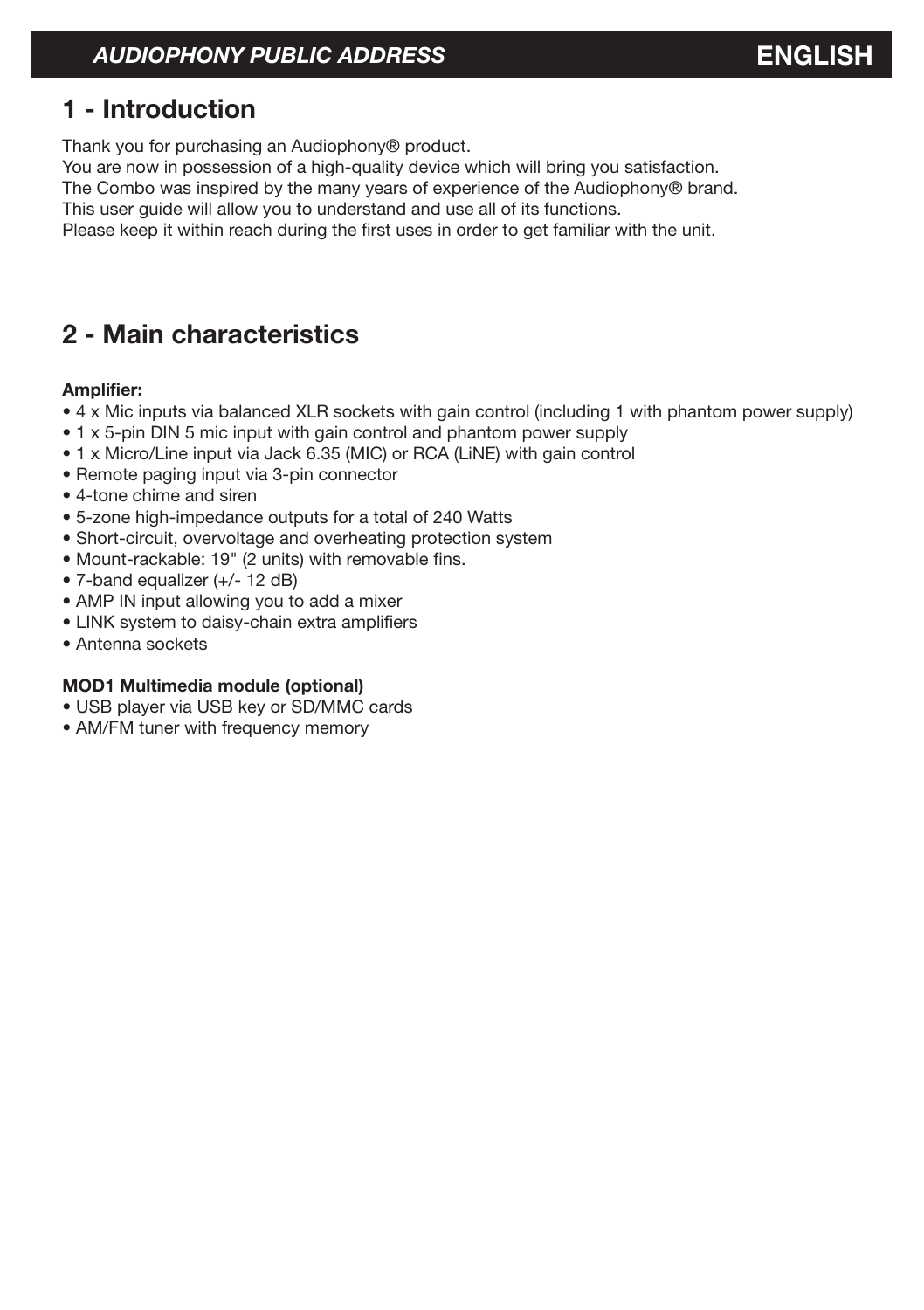## 1 - Introduction

Thank you for purchasing an Audiophony® product.
You are now in possession of a high-quality device which will bring you satisfaction.
The Combo was inspired by the many years of experience of the Audiophony® brand.
This user guide will allow you to understand and use all of its functions.
Please keep it within reach during the first uses in order to get familiar with the unit.

## 2 - Main characteristics

**Amplifier:**

- 4 x Mic inputs via balanced XLR sockets with gain control (including 1 with phantom power supply)
- 1 x 5-pin DIN 5 mic input with gain control and phantom power supply
- 1 x Micro/Line input via Jack 6.35 (MIC) or RCA (LiNE) with gain control
- Remote paging input via 3-pin connector
- 4-tone chime and siren
- 5-zone high-impedance outputs for a total of 240 Watts
- Short-circuit, overvoltage and overheating protection system
- Mount-rackable: 19" (2 units) with removable fins.
- 7-band equalizer (+/- 12 dB)
- AMP IN input allowing you to add a mixer
- LINK system to daisy-chain extra amplifiers
- Antenna sockets

**MOD1 Multimedia module (optional)**

- USB player via USB key or SD/MMC cards
- AM/FM tuner with frequency memory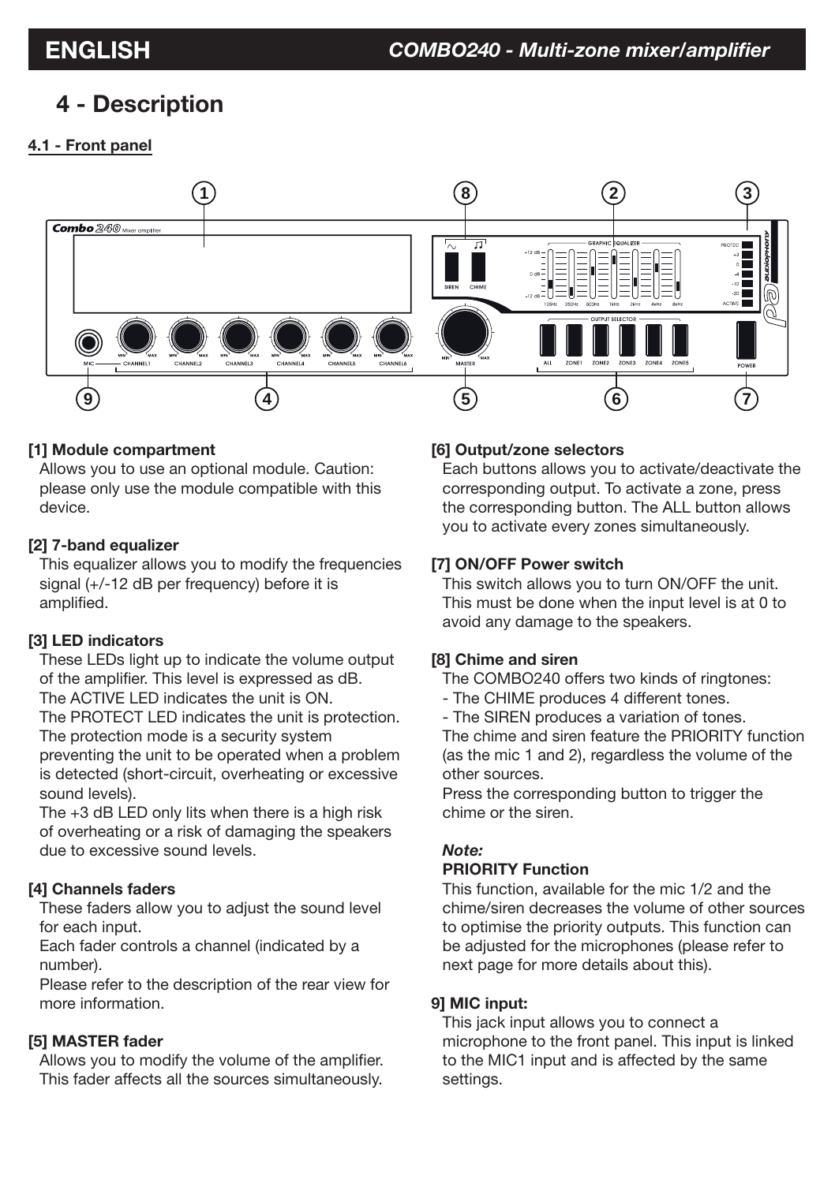# 4 - Description

**4.1 - Front panel**

**[1] Module compartment**

Allows you to use an optional module. Caution: please only use the module compatible with this device.

**[2] 7-band equalizer**

This equalizer allows you to modify the frequencies signal (+/-12 dB per frequency) before it is amplified.

**[3] LED indicators**

These LEDs light up to indicate the volume output of the amplifier. This level is expressed as dB.
The ACTIVE LED indicates the unit is ON.
The PROTECT LED indicates the unit is protection.
The protection mode is a security system preventing the unit to be operated when a problem is detected (short-circuit, overheating or excessive sound levels).
The +3 dB LED only lits when there is a high risk of overheating or a risk of damaging the speakers due to excessive sound levels.

**[4] Channels faders**

These faders allow you to adjust the sound level for each input.
Each fader controls a channel (indicated by a number).
Please refer to the description of the rear view for more information.

**[5] MASTER fader**

Allows you to modify the volume of the amplifier.
This fader affects all the sources simultaneously.

**[6] Output/zone selectors**

Each buttons allows you to activate/deactivate the corresponding output. To activate a zone, press the corresponding button. The ALL button allows you to activate every zones simultaneously.

**[7] ON/OFF Power switch**

This switch allows you to turn ON/OFF the unit.
This must be done when the input level is at 0 to avoid any damage to the speakers.

**[8] Chime and siren**

The COMBO240 offers two kinds of ringtones:
- The CHIME produces 4 different tones.
- The SIREN produces a variation of tones.
The chime and siren feature the PRIORITY function (as the mic 1 and 2), regardless the volume of the other sources.
Press the corresponding button to trigger the chime or the siren.

***Note:***

**PRIORITY Function**

This function, available for the mic 1/2 and the chime/siren decreases the volume of other sources to optimise the priority outputs. This function can be adjusted for the microphones (please refer to next page for more details about this).

**9] MIC input:**

This jack input allows you to connect a microphone to the front panel. This input is linked to the MIC1 input and is affected by the same settings.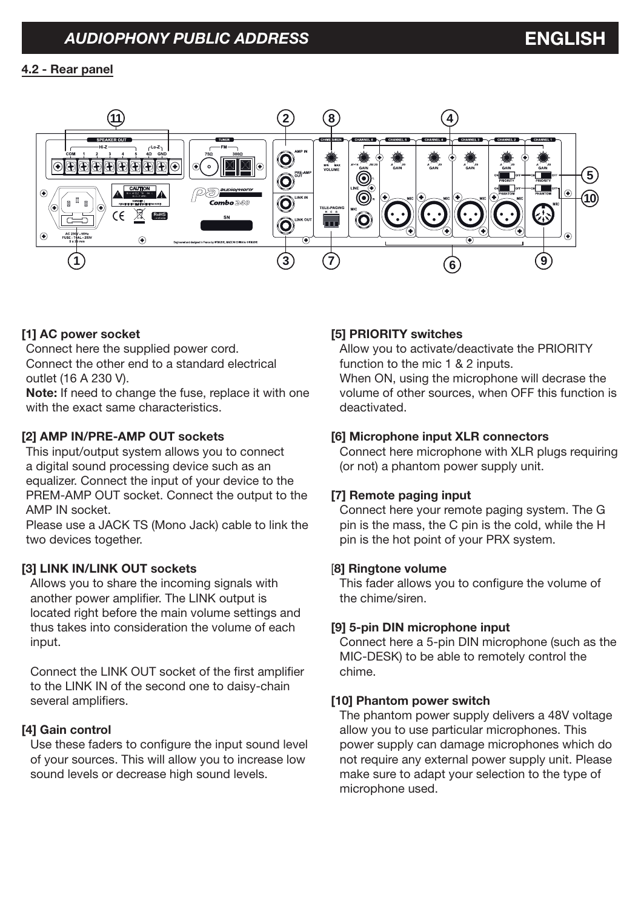## 4.2 - Rear panel

**[1] AC power socket**
Connect here the supplied power cord.
Connect the other end to a standard electrical outlet (16 A 230 V).
**Note:** If need to change the fuse, replace it with one with the exact same characteristics.

**[2] AMP IN/PRE-AMP OUT sockets**
This input/output system allows you to connect a digital sound processing device such as an equalizer. Connect the input of your device to the PREM-AMP OUT socket. Connect the output to the AMP IN socket.
Please use a JACK TS (Mono Jack) cable to link the two devices together.

**[3] LINK IN/LINK OUT sockets**
Allows you to share the incoming signals with another power amplifier. The LINK output is located right before the main volume settings and thus takes into consideration the volume of each input.

Connect the LINK OUT socket of the first amplifier to the LINK IN of the second one to daisy-chain several amplifiers.

**[4] Gain control**
Use these faders to configure the input sound level of your sources. This will allow you to increase low sound levels or decrease high sound levels.

**[5] PRIORITY switches**
Allow you to activate/deactivate the PRIORITY function to the mic 1 & 2 inputs.
When ON, using the microphone will decrase the volume of other sources, when OFF this function is deactivated.

**[6] Microphone input XLR connectors**
Connect here microphone with XLR plugs requiring (or not) a phantom power supply unit.

**[7] Remote paging input**
Connect here your remote paging system. The G pin is the mass, the C pin is the cold, while the H pin is the hot point of your PRX system.

**[8] Ringtone volume**
This fader allows you to configure the volume of the chime/siren.

**[9] 5-pin DIN microphone input**
Connect here a 5-pin DIN microphone (such as the MIC-DESK) to be able to remotely control the chime.

**[10] Phantom power switch**
The phantom power supply delivers a 48V voltage allow you to use particular microphones. This power supply can damage microphones which do not require any external power supply unit. Please make sure to adapt your selection to the type of microphone used.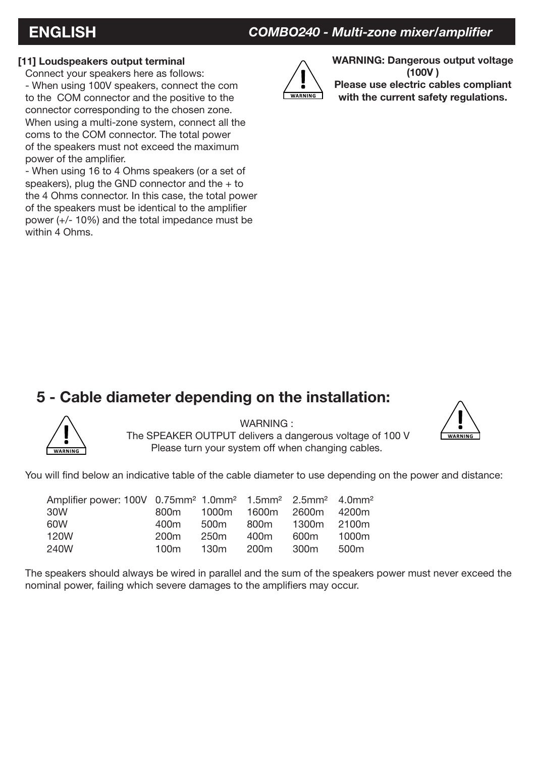**[11] Loudspeakers output terminal**

Connect your speakers here as follows:

- When using 100V speakers, connect the com to the COM connector and the positive to the connector corresponding to the chosen zone. When using a multi-zone system, connect all the coms to the COM connector. The total power of the speakers must not exceed the maximum power of the amplifier.
- When using 16 to 4 Ohms speakers (or a set of speakers), plug the GND connector and the + to the 4 Ohms connector. In this case, the total power of the speakers must be identical to the amplifier power (+/- 10%) and the total impedance must be within 4 Ohms.

**WARNING: Dangerous output voltage (100V )**
**Please use electric cables compliant with the current safety regulations.**

## 5 - Cable diameter depending on the installation:

WARNING :
The SPEAKER OUTPUT delivers a dangerous voltage of 100 V
Please turn your system off when changing cables.

You will find below an indicative table of the cable diameter to use depending on the power and distance:

| Amplifier power: 100V | 0.75mm² | 1.0mm² | 1.5mm² | 2.5mm² | 4.0mm² |
|---|---|---|---|---|---|
| 30W | 800m | 1000m | 1600m | 2600m | 4200m |
| 60W | 400m | 500m | 800m | 1300m | 2100m |
| 120W | 200m | 250m | 400m | 600m | 1000m |
| 240W | 100m | 130m | 200m | 300m | 500m |

The speakers should always be wired in parallel and the sum of the speakers power must never exceed the nominal power, failing which severe damages to the amplifiers may occur.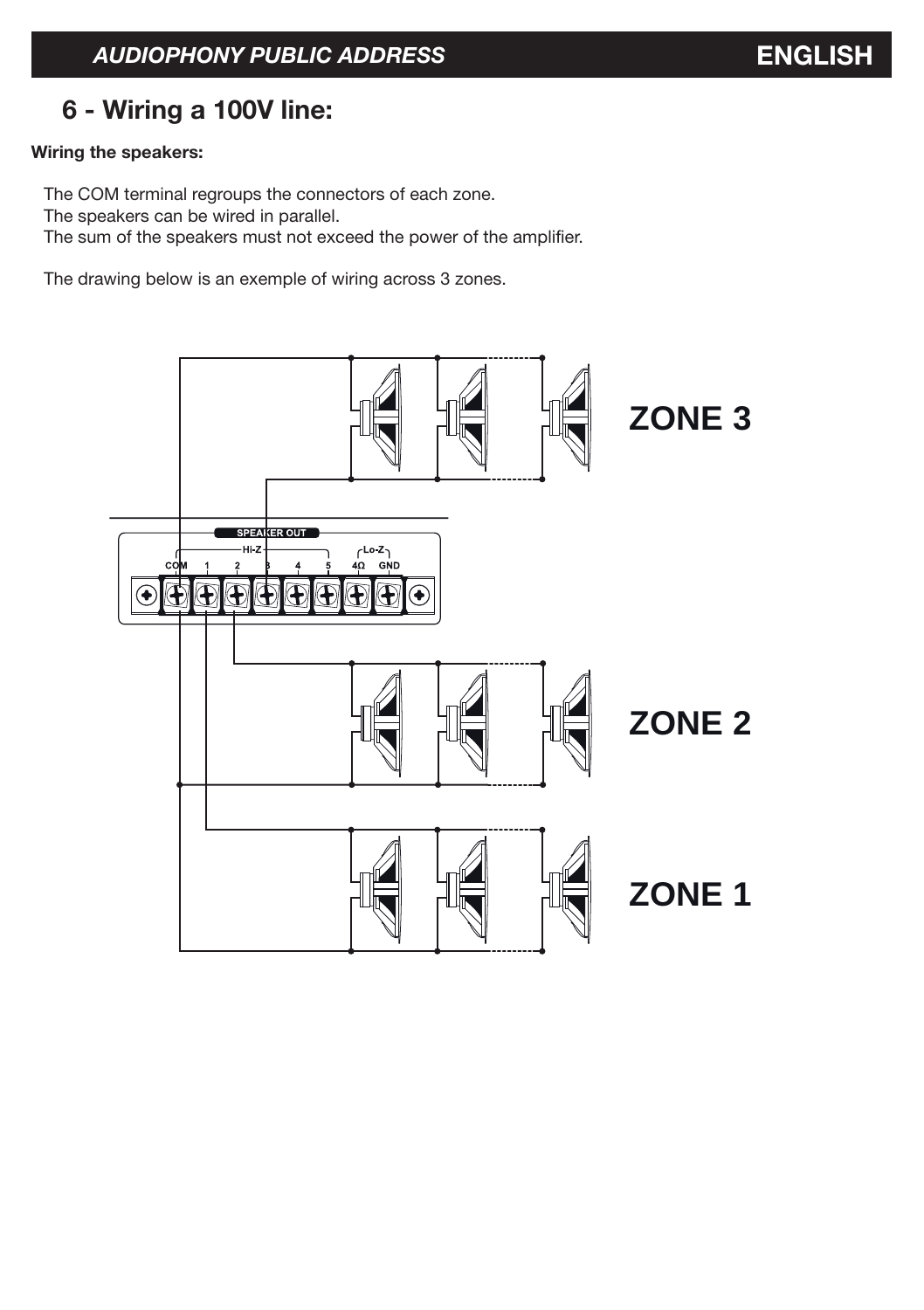## 6 - Wiring a 100V line:

**Wiring the speakers:**

The COM terminal regroups the connectors of each zone.
The speakers can be wired in parallel.
The sum of the speakers must not exceed the power of the amplifier.

The drawing below is an exemple of wiring across 3 zones.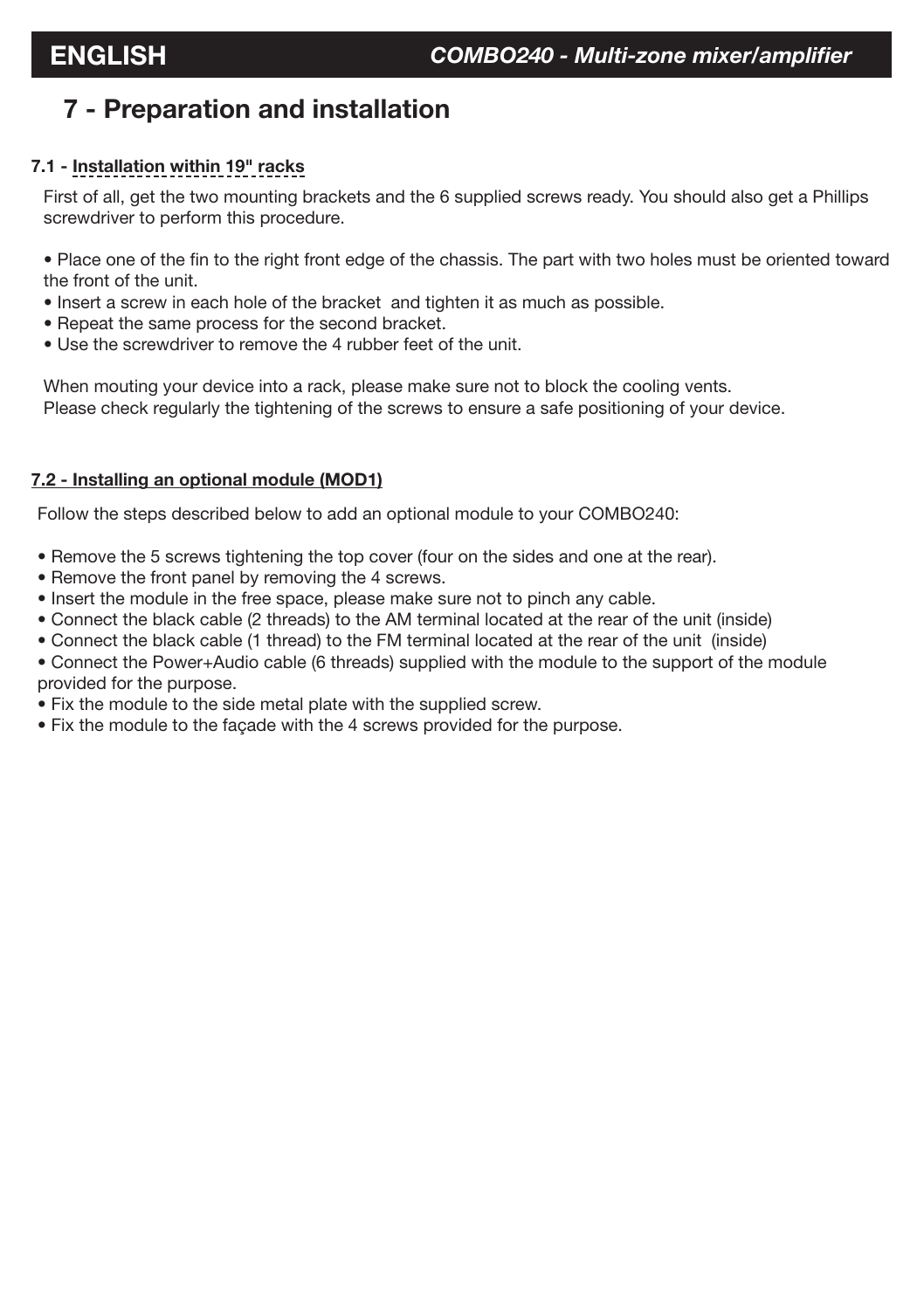# 7 - Preparation and installation

### 7.1 - Installation within 19" racks

First of all, get the two mounting brackets and the 6 supplied screws ready. You should also get a Phillips screwdriver to perform this procedure.

- Place one of the fin to the right front edge of the chassis. The part with two holes must be oriented toward the front of the unit.
- Insert a screw in each hole of the bracket  and tighten it as much as possible.
- Repeat the same process for the second bracket.
- Use the screwdriver to remove the 4 rubber feet of the unit.

When mouting your device into a rack, please make sure not to block the cooling vents.
Please check regularly the tightening of the screws to ensure a safe positioning of your device.

### 7.2 - Installing an optional module (MOD1)

Follow the steps described below to add an optional module to your COMBO240:

- Remove the 5 screws tightening the top cover (four on the sides and one at the rear).
- Remove the front panel by removing the 4 screws.
- Insert the module in the free space, please make sure not to pinch any cable.
- Connect the black cable (2 threads) to the AM terminal located at the rear of the unit (inside)
- Connect the black cable (1 thread) to the FM terminal located at the rear of the unit  (inside)
- Connect the Power+Audio cable (6 threads) supplied with the module to the support of the module provided for the purpose.
- Fix the module to the side metal plate with the supplied screw.
- Fix the module to the façade with the 4 screws provided for the purpose.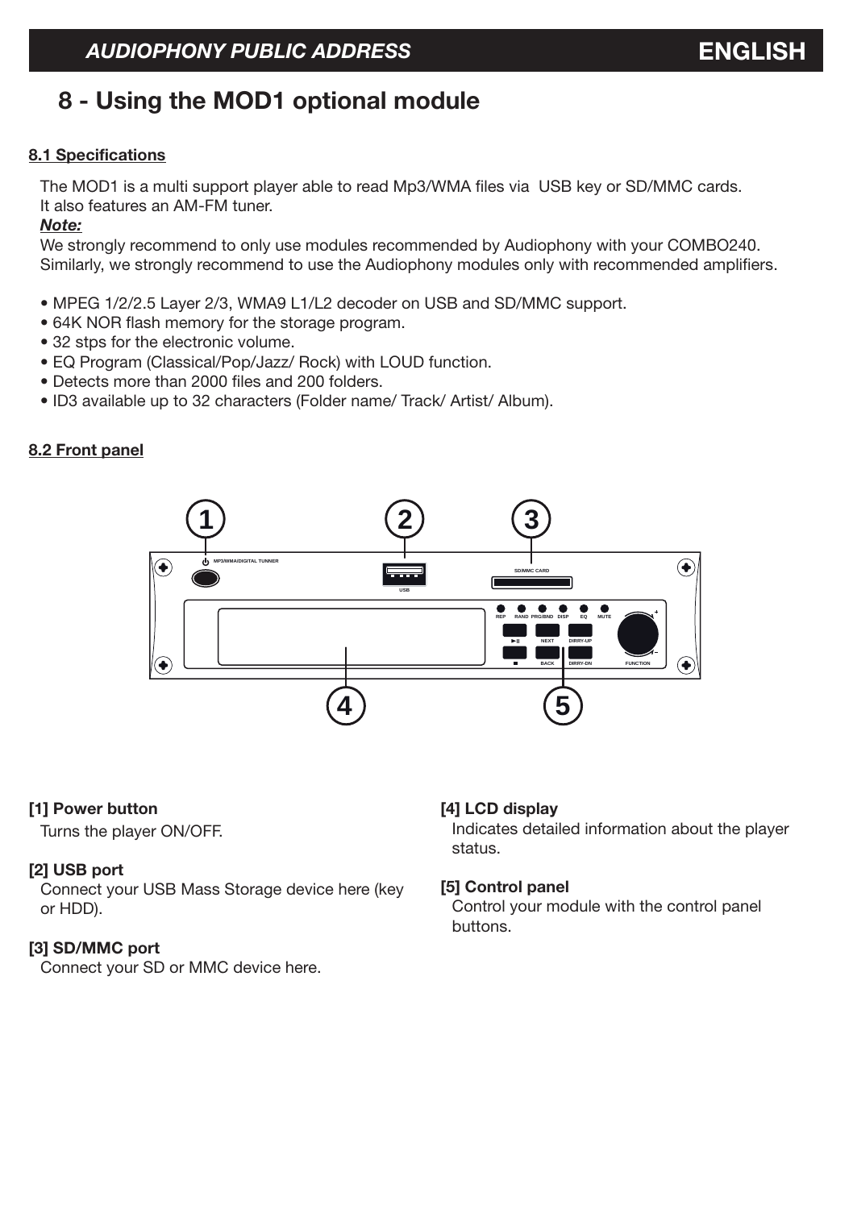# 8 - Using the MOD1 optional module

## 8.1 Specifications

The MOD1 is a multi support player able to read Mp3/WMA files via USB key or SD/MMC cards.
It also features an AM-FM tuner.

***Note:***

We strongly recommend to only use modules recommended by Audiophony with your COMBO240.
Similarly, we strongly recommend to use the Audiophony modules only with recommended amplifiers.

- MPEG 1/2/2.5 Layer 2/3, WMA9 L1/L2 decoder on USB and SD/MMC support.
- 64K NOR flash memory for the storage program.
- 32 stps for the electronic volume.
- EQ Program (Classical/Pop/Jazz/ Rock) with LOUD function.
- Detects more than 2000 files and 200 folders.
- ID3 available up to 32 characters (Folder name/ Track/ Artist/ Album).

## 8.2 Front panel

**[1] Power button**
Turns the player ON/OFF.

**[2] USB port**
Connect your USB Mass Storage device here (key or HDD).

**[3] SD/MMC port**
Connect your SD or MMC device here.

**[4] LCD display**
Indicates detailed information about the player status.

**[5] Control panel**
Control your module with the control panel buttons.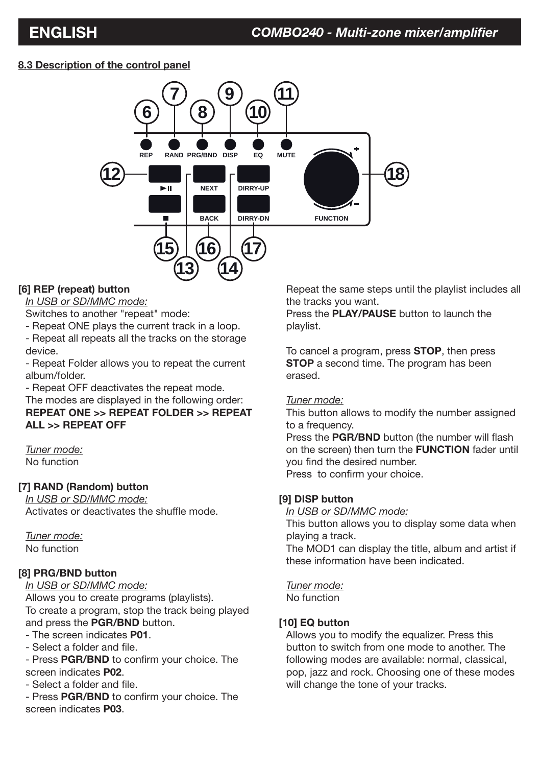## 8.3 Description of the control panel

### [6] REP (repeat) button

*In USB or SD/MMC mode:*

Switches to another "repeat" mode:

- Repeat ONE plays the current track in a loop.
- Repeat all repeats all the tracks on the storage device.
- Repeat Folder allows you to repeat the current album/folder.
- Repeat OFF deactivates the repeat mode.

The modes are displayed in the following order:
**REPEAT ONE >> REPEAT FOLDER >> REPEAT ALL >> REPEAT OFF**

*Tuner mode:*

No function

### [7] RAND (Random) button

*In USB or SD/MMC mode:*

Activates or deactivates the shuffle mode.

*Tuner mode:*

No function

### [8] PRG/BND button

*In USB or SD/MMC mode:*

Allows you to create programs (playlists).
To create a program, stop the track being played and press the **PGR/BND** button.

- The screen indicates **P01**.
- Select a folder and file.
- Press **PGR/BND** to confirm your choice. The screen indicates **P02**.
- Select a folder and file.
- Press **PGR/BND** to confirm your choice. The screen indicates **P03**.

Repeat the same steps until the playlist includes all the tracks you want.
Press the **PLAY/PAUSE** button to launch the playlist.

To cancel a program, press **STOP**, then press **STOP** a second time. The program has been erased.

*Tuner mode:*

This button allows to modify the number assigned to a frequency.
Press the **PGR/BND** button (the number will flash on the screen) then turn the **FUNCTION** fader until you find the desired number.
Press  to confirm your choice.

### [9] DISP button

*In USB or SD/MMC mode:*

This button allows you to display some data when playing a track.
The MOD1 can display the title, album and artist if these information have been indicated.

*Tuner mode:*

No function

### [10] EQ button

Allows you to modify the equalizer. Press this button to switch from one mode to another. The following modes are available: normal, classical, pop, jazz and rock. Choosing one of these modes will change the tone of your tracks.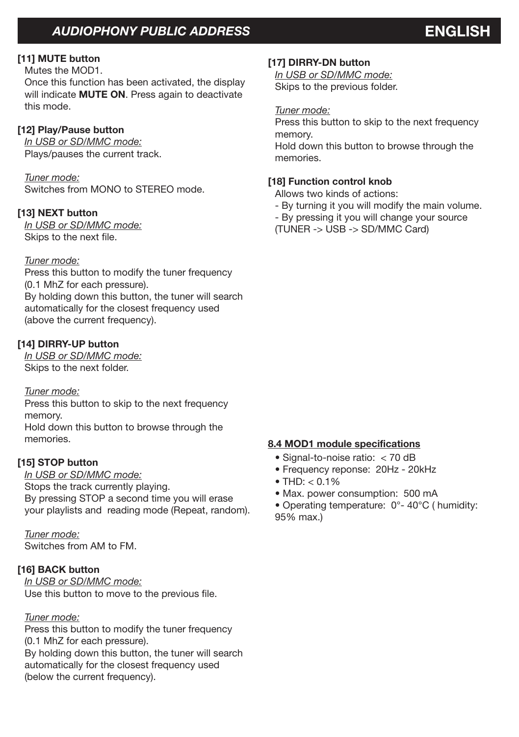**[11] MUTE button**

Mutes the MOD1.
Once this function has been activated, the display will indicate **MUTE ON**. Press again to deactivate this mode.

**[12] Play/Pause button**

_In USB or SD/MMC mode:_
Plays/pauses the current track.

_Tuner mode:_
Switches from MONO to STEREO mode.

**[13] NEXT button**

_In USB or SD/MMC mode:_
Skips to the next file.

_Tuner mode:_
Press this button to modify the tuner frequency (0.1 MhZ for each pressure).
By holding down this button, the tuner will search automatically for the closest frequency used (above the current frequency).

**[14] DIRRY-UP button**

_In USB or SD/MMC mode:_
Skips to the next folder.

_Tuner mode:_
Press this button to skip to the next frequency memory.
Hold down this button to browse through the memories.

**[15] STOP button**

_In USB or SD/MMC mode:_
Stops the track currently playing.
By pressing STOP a second time you will erase your playlists and reading mode (Repeat, random).

_Tuner mode:_
Switches from AM to FM.

**[16] BACK button**

_In USB or SD/MMC mode:_
Use this button to move to the previous file.

_Tuner mode:_
Press this button to modify the tuner frequency (0.1 MhZ for each pressure).
By holding down this button, the tuner will search automatically for the closest frequency used (below the current frequency).

**[17] DIRRY-DN button**

_In USB or SD/MMC mode:_
Skips to the previous folder.

_Tuner mode:_
Press this button to skip to the next frequency memory.
Hold down this button to browse through the memories.

**[18] Function control knob**

Allows two kinds of actions:
- By turning it you will modify the main volume.
- By pressing it you will change your source (TUNER -> USB -> SD/MMC Card)

**8.4 MOD1 module specifications**

- Signal-to-noise ratio: < 70 dB
- Frequency reponse: 20Hz - 20kHz
- THD: < 0.1%
- Max. power consumption: 500 mA
- Operating temperature: 0°- 40°C ( humidity: 95% max.)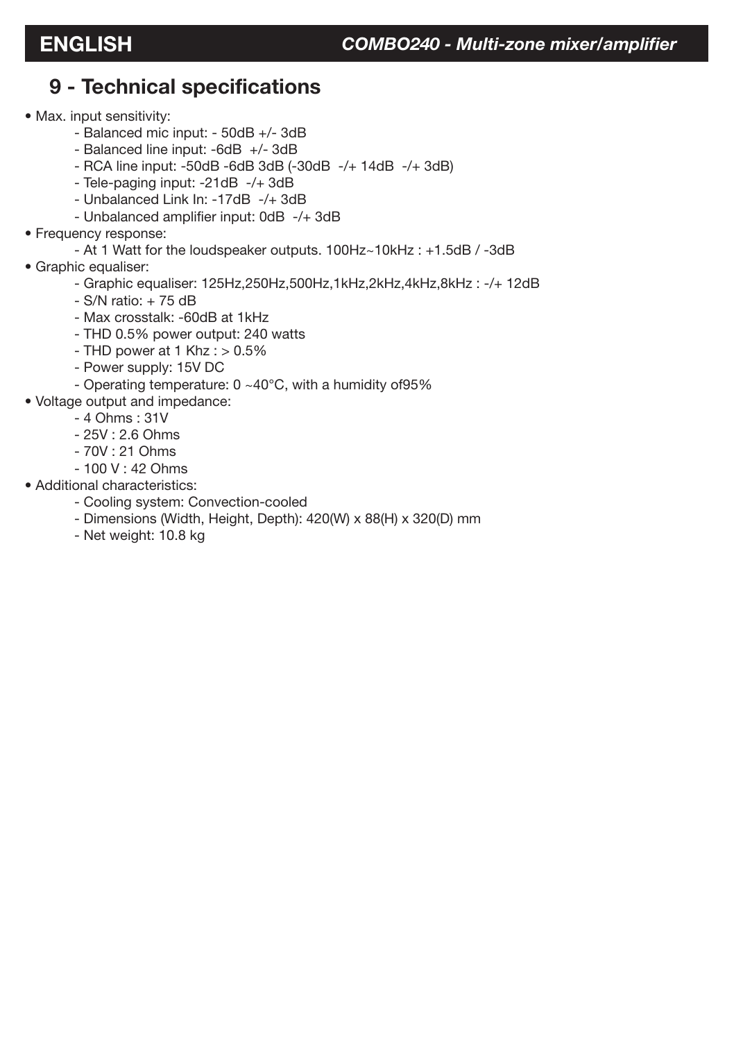## 9 - Technical specifications

- Max. input sensitivity:
  - Balanced mic input: - 50dB +/- 3dB
  - Balanced line input: -6dB +/- 3dB
  - RCA line input: -50dB -6dB 3dB (-30dB -/+ 14dB -/+ 3dB)
  - Tele-paging input: -21dB -/+ 3dB
  - Unbalanced Link In: -17dB -/+ 3dB
  - Unbalanced amplifier input: 0dB -/+ 3dB
- Frequency response:
  - At 1 Watt for the loudspeaker outputs. 100Hz~10kHz : +1.5dB / -3dB
- Graphic equaliser:
  - Graphic equaliser: 125Hz,250Hz,500Hz,1kHz,2kHz,4kHz,8kHz : -/+ 12dB
  - S/N ratio: + 75 dB
  - Max crosstalk: -60dB at 1kHz
  - THD 0.5% power output: 240 watts
  - THD power at 1 Khz : > 0.5%
  - Power supply: 15V DC
  - Operating temperature: 0 ~40°C, with a humidity of95%
- Voltage output and impedance:
  - 4 Ohms : 31V
  - 25V : 2.6 Ohms
  - 70V : 21 Ohms
  - 100 V : 42 Ohms
- Additional characteristics:
  - Cooling system: Convection-cooled
  - Dimensions (Width, Height, Depth): 420(W) x 88(H) x 320(D) mm
  - Net weight: 10.8 kg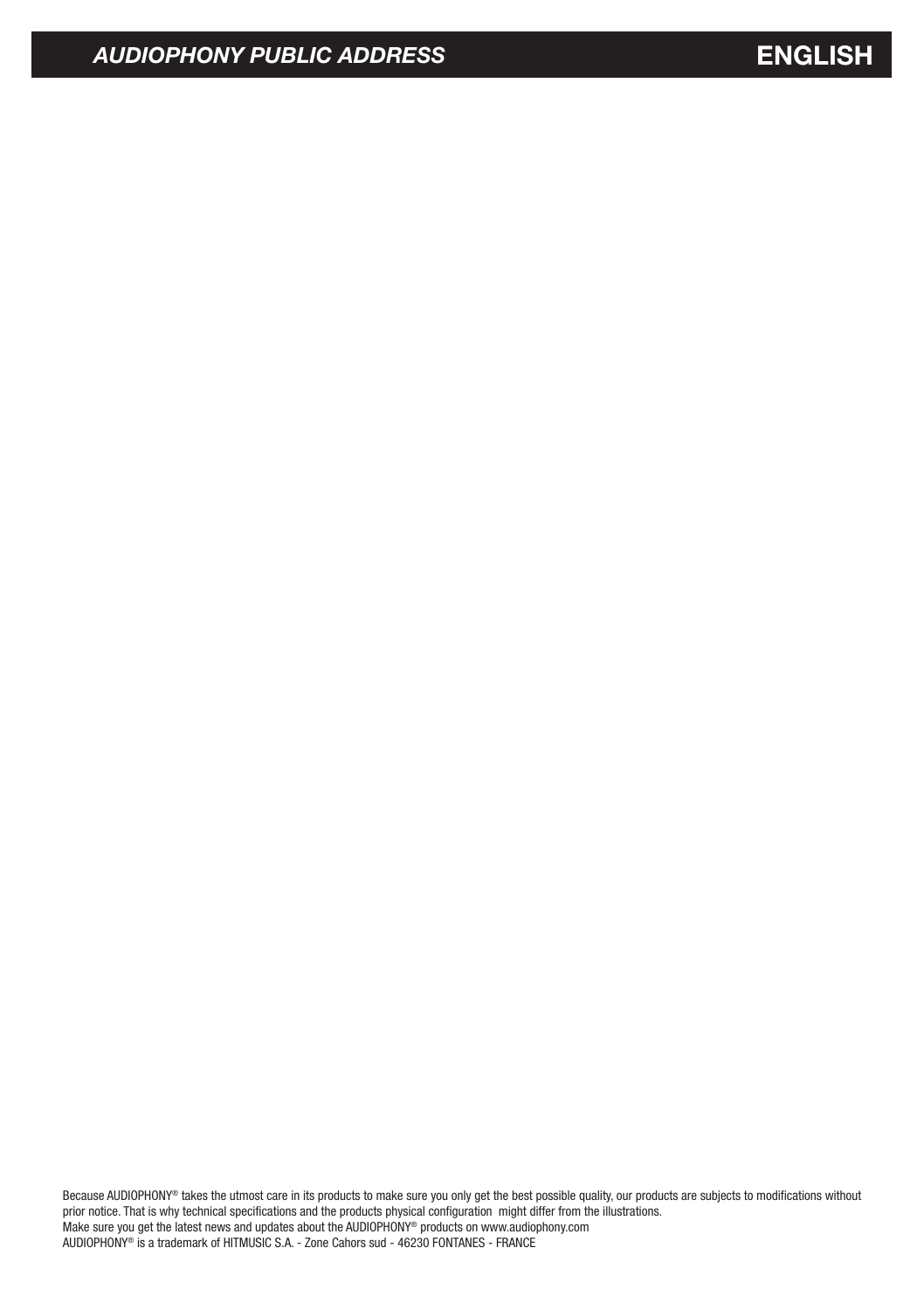Because AUDIOPHONY® takes the utmost care in its products to make sure you only get the best possible quality, our products are subjects to modifications without prior notice. That is why technical specifications and the products physical configuration might differ from the illustrations.
Make sure you get the latest news and updates about the AUDIOPHONY® products on www.audiophony.com
AUDIOPHONY® is a trademark of HITMUSIC S.A. - Zone Cahors sud - 46230 FONTANES - FRANCE